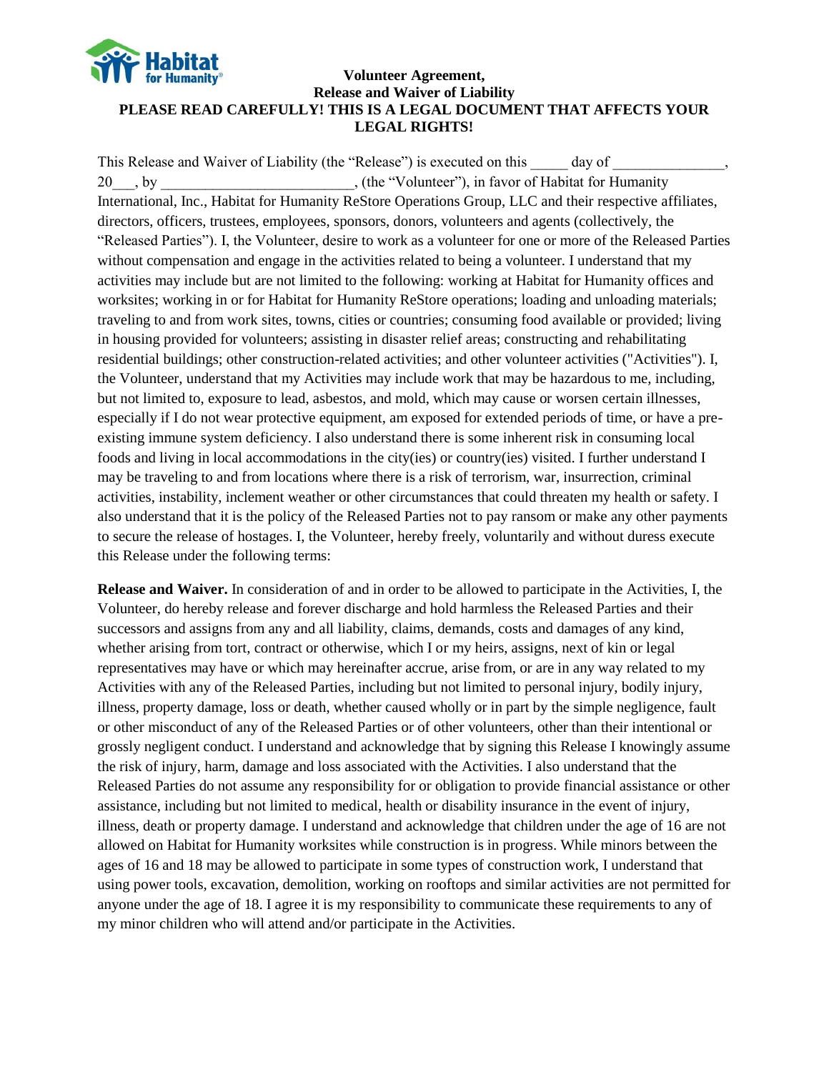**Volunteer Agreement,**
**Release and Waiver of Liability**

**PLEASE READ CAREFULLY! THIS IS A LEGAL DOCUMENT THAT AFFECTS YOUR LEGAL RIGHTS!**

This Release and Waiver of Liability (the "Release") is executed on this _____ day of _______________, 20___, by __________________________, (the "Volunteer"), in favor of Habitat for Humanity International, Inc., Habitat for Humanity ReStore Operations Group, LLC and their respective affiliates, directors, officers, trustees, employees, sponsors, donors, volunteers and agents (collectively, the "Released Parties"). I, the Volunteer, desire to work as a volunteer for one or more of the Released Parties without compensation and engage in the activities related to being a volunteer. I understand that my activities may include but are not limited to the following: working at Habitat for Humanity offices and worksites; working in or for Habitat for Humanity ReStore operations; loading and unloading materials; traveling to and from work sites, towns, cities or countries; consuming food available or provided; living in housing provided for volunteers; assisting in disaster relief areas; constructing and rehabilitating residential buildings; other construction-related activities; and other volunteer activities ("Activities"). I, the Volunteer, understand that my Activities may include work that may be hazardous to me, including, but not limited to, exposure to lead, asbestos, and mold, which may cause or worsen certain illnesses, especially if I do not wear protective equipment, am exposed for extended periods of time, or have a pre-existing immune system deficiency. I also understand there is some inherent risk in consuming local foods and living in local accommodations in the city(ies) or country(ies) visited. I further understand I may be traveling to and from locations where there is a risk of terrorism, war, insurrection, criminal activities, instability, inclement weather or other circumstances that could threaten my health or safety. I also understand that it is the policy of the Released Parties not to pay ransom or make any other payments to secure the release of hostages. I, the Volunteer, hereby freely, voluntarily and without duress execute this Release under the following terms:

**Release and Waiver.** In consideration of and in order to be allowed to participate in the Activities, I, the Volunteer, do hereby release and forever discharge and hold harmless the Released Parties and their successors and assigns from any and all liability, claims, demands, costs and damages of any kind, whether arising from tort, contract or otherwise, which I or my heirs, assigns, next of kin or legal representatives may have or which may hereinafter accrue, arise from, or are in any way related to my Activities with any of the Released Parties, including but not limited to personal injury, bodily injury, illness, property damage, loss or death, whether caused wholly or in part by the simple negligence, fault or other misconduct of any of the Released Parties or of other volunteers, other than their intentional or grossly negligent conduct. I understand and acknowledge that by signing this Release I knowingly assume the risk of injury, harm, damage and loss associated with the Activities. I also understand that the Released Parties do not assume any responsibility for or obligation to provide financial assistance or other assistance, including but not limited to medical, health or disability insurance in the event of injury, illness, death or property damage. I understand and acknowledge that children under the age of 16 are not allowed on Habitat for Humanity worksites while construction is in progress. While minors between the ages of 16 and 18 may be allowed to participate in some types of construction work, I understand that using power tools, excavation, demolition, working on rooftops and similar activities are not permitted for anyone under the age of 18. I agree it is my responsibility to communicate these requirements to any of my minor children who will attend and/or participate in the Activities.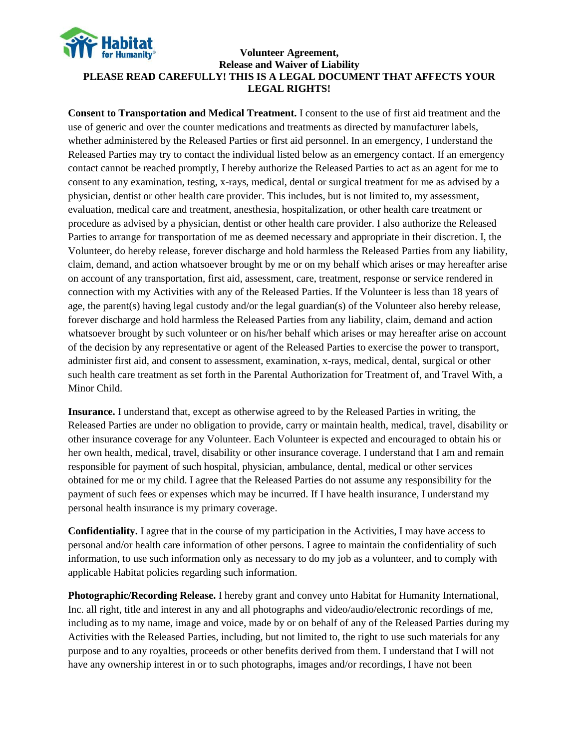**Volunteer Agreement, Release and Waiver of Liability**

**PLEASE READ CAREFULLY! THIS IS A LEGAL DOCUMENT THAT AFFECTS YOUR LEGAL RIGHTS!**

**Consent to Transportation and Medical Treatment.** I consent to the use of first aid treatment and the use of generic and over the counter medications and treatments as directed by manufacturer labels, whether administered by the Released Parties or first aid personnel. In an emergency, I understand the Released Parties may try to contact the individual listed below as an emergency contact. If an emergency contact cannot be reached promptly, I hereby authorize the Released Parties to act as an agent for me to consent to any examination, testing, x-rays, medical, dental or surgical treatment for me as advised by a physician, dentist or other health care provider. This includes, but is not limited to, my assessment, evaluation, medical care and treatment, anesthesia, hospitalization, or other health care treatment or procedure as advised by a physician, dentist or other health care provider. I also authorize the Released Parties to arrange for transportation of me as deemed necessary and appropriate in their discretion. I, the Volunteer, do hereby release, forever discharge and hold harmless the Released Parties from any liability, claim, demand, and action whatsoever brought by me or on my behalf which arises or may hereafter arise on account of any transportation, first aid, assessment, care, treatment, response or service rendered in connection with my Activities with any of the Released Parties. If the Volunteer is less than 18 years of age, the parent(s) having legal custody and/or the legal guardian(s) of the Volunteer also hereby release, forever discharge and hold harmless the Released Parties from any liability, claim, demand and action whatsoever brought by such volunteer or on his/her behalf which arises or may hereafter arise on account of the decision by any representative or agent of the Released Parties to exercise the power to transport, administer first aid, and consent to assessment, examination, x-rays, medical, dental, surgical or other such health care treatment as set forth in the Parental Authorization for Treatment of, and Travel With, a Minor Child.

**Insurance.** I understand that, except as otherwise agreed to by the Released Parties in writing, the Released Parties are under no obligation to provide, carry or maintain health, medical, travel, disability or other insurance coverage for any Volunteer. Each Volunteer is expected and encouraged to obtain his or her own health, medical, travel, disability or other insurance coverage. I understand that I am and remain responsible for payment of such hospital, physician, ambulance, dental, medical or other services obtained for me or my child. I agree that the Released Parties do not assume any responsibility for the payment of such fees or expenses which may be incurred. If I have health insurance, I understand my personal health insurance is my primary coverage.

**Confidentiality.** I agree that in the course of my participation in the Activities, I may have access to personal and/or health care information of other persons. I agree to maintain the confidentiality of such information, to use such information only as necessary to do my job as a volunteer, and to comply with applicable Habitat policies regarding such information.

**Photographic/Recording Release.** I hereby grant and convey unto Habitat for Humanity International, Inc. all right, title and interest in any and all photographs and video/audio/electronic recordings of me, including as to my name, image and voice, made by or on behalf of any of the Released Parties during my Activities with the Released Parties, including, but not limited to, the right to use such materials for any purpose and to any royalties, proceeds or other benefits derived from them. I understand that I will not have any ownership interest in or to such photographs, images and/or recordings, I have not been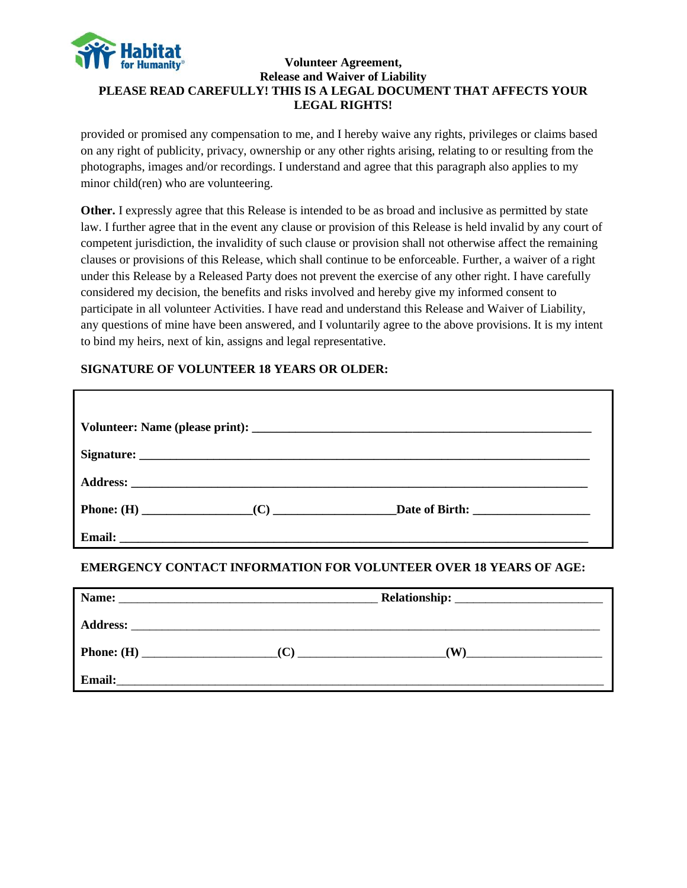**Volunteer Agreement,**
**Release and Waiver of Liability**
**PLEASE READ CAREFULLY! THIS IS A LEGAL DOCUMENT THAT AFFECTS YOUR LEGAL RIGHTS!**

provided or promised any compensation to me, and I hereby waive any rights, privileges or claims based on any right of publicity, privacy, ownership or any other rights arising, relating to or resulting from the photographs, images and/or recordings. I understand and agree that this paragraph also applies to my minor child(ren) who are volunteering.

**Other.** I expressly agree that this Release is intended to be as broad and inclusive as permitted by state law. I further agree that in the event any clause or provision of this Release is held invalid by any court of competent jurisdiction, the invalidity of such clause or provision shall not otherwise affect the remaining clauses or provisions of this Release, which shall continue to be enforceable. Further, a waiver of a right under this Release by a Released Party does not prevent the exercise of any other right. I have carefully considered my decision, the benefits and risks involved and hereby give my informed consent to participate in all volunteer Activities. I have read and understand this Release and Waiver of Liability, any questions of mine have been answered, and I voluntarily agree to the above provisions. It is my intent to bind my heirs, next of kin, assigns and legal representative.

**SIGNATURE OF VOLUNTEER 18 YEARS OR OLDER:**

**Volunteer: Name (please print):** ______________________________________________________

**Signature:** ______________________________________________________________________

**Address:** _______________________________________________________________________

**Phone: (H)** _________________**(C)** ____________________**Date of Birth:** ___________________

**Email:** _________________________________________________________________________

**EMERGENCY CONTACT INFORMATION FOR VOLUNTEER OVER 18 YEARS OF AGE:**

**Name:** ________________________________________ **Relationship:** _______________________

**Address:** _______________________________________________________________________

**Phone: (H)** _____________________**(C)** ______________________**(W)**_____________________

**Email:**__________________________________________________________________________